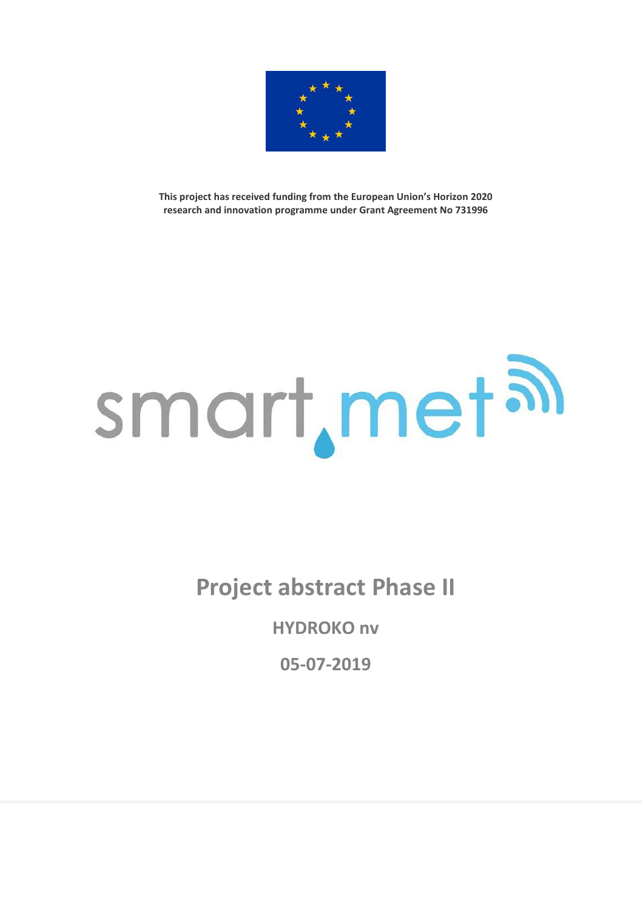**This project has received funding from the European Union's Horizon 2020 research and innovation programme under Grant Agreement No 731996**

smart.met

# Project abstract Phase II

## HYDROKO nv

## 05-07-2019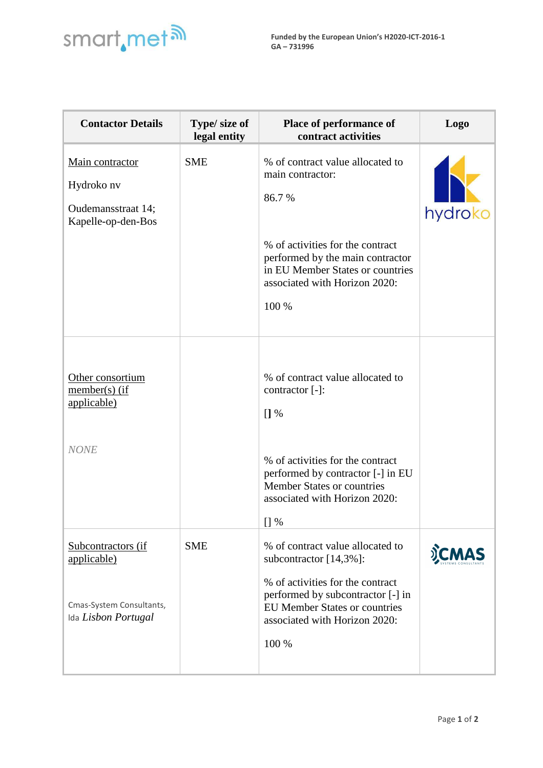| Contactor Details | Type/ size of legal entity | Place of performance of contract activities | Logo |
|---|---|---|---|
| <u>Main contractor</u><br><br>Hydroko nv<br><br>Oudemansstraat 14; Kapelle-op-den-Bos | SME | % of contract value allocated to main contractor:<br><br>86.7 %<br><br>% of activities for the contract performed by the main contractor in EU Member States or countries associated with Horizon 2020:<br><br>100 % | hydroko |
| <u>Other consortium member(s) (if applicable)</u><br><br>*NONE* | | % of contract value allocated to contractor [-]:<br><br>[] %<br><br>% of activities for the contract performed by contractor [-] in EU Member States or countries associated with Horizon 2020:<br><br>[] % | |
| <u>Subcontractors (if applicable)</u><br><br>Cmas-System Consultants, lda *Lisbon Portugal* | SME | % of contract value allocated to subcontractor [14,3%]:<br><br>% of activities for the contract performed by subcontractor [-] in EU Member States or countries associated with Horizon 2020:<br><br>100 % | CMAS SYSTEMS CONSULTANTS |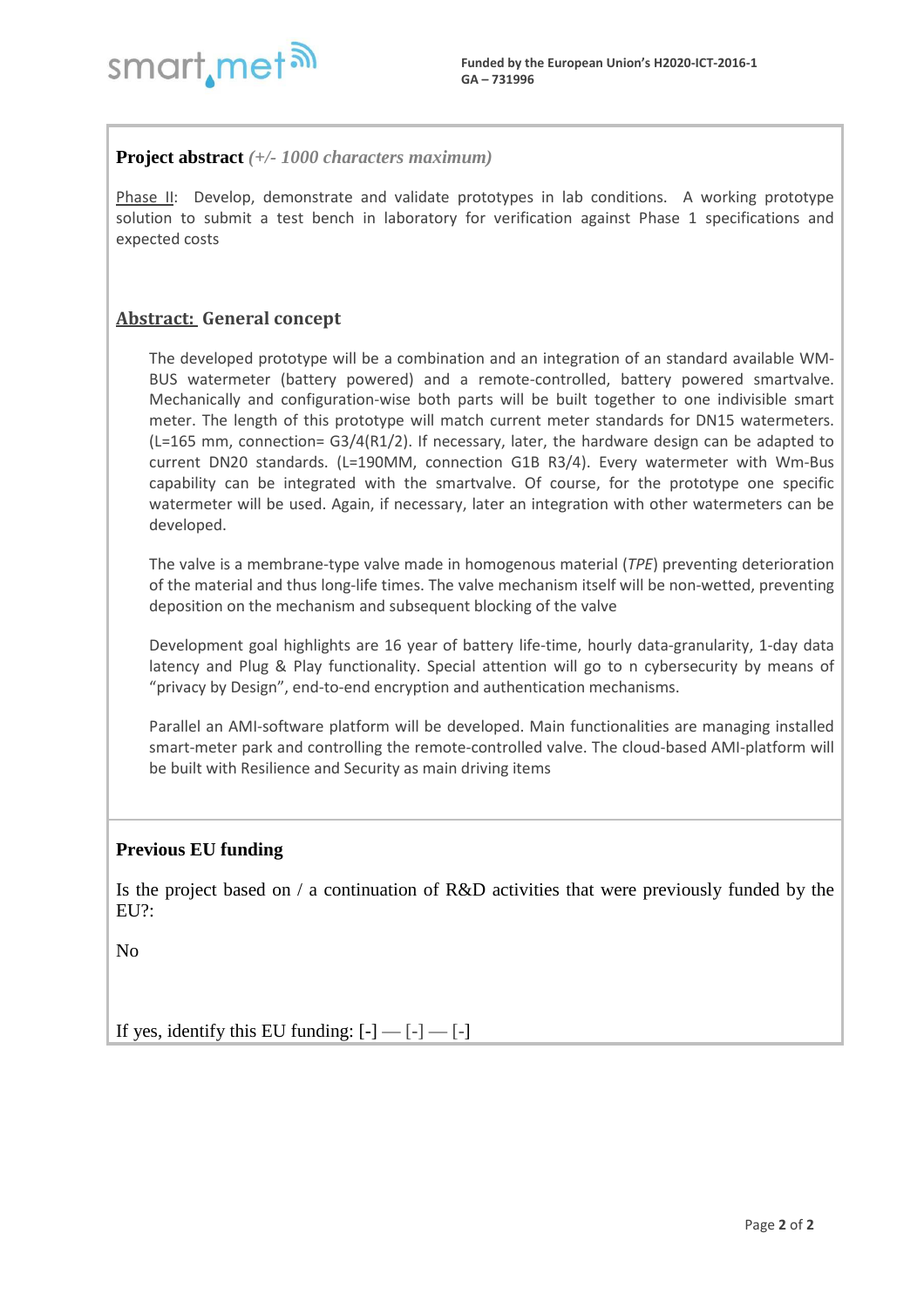**Project abstract** *(+/- 1000 characters maximum)*

Phase II: Develop, demonstrate and validate prototypes in lab conditions. A working prototype solution to submit a test bench in laboratory for verification against Phase 1 specifications and expected costs

## Abstract: General concept

The developed prototype will be a combination and an integration of an standard available WM-BUS watermeter (battery powered) and a remote-controlled, battery powered smartvalve. Mechanically and configuration-wise both parts will be built together to one indivisible smart meter. The length of this prototype will match current meter standards for DN15 watermeters. (L=165 mm, connection= G3/4(R1/2). If necessary, later, the hardware design can be adapted to current DN20 standards. (L=190MM, connection G1B R3/4). Every watermeter with Wm-Bus capability can be integrated with the smartvalve. Of course, for the prototype one specific watermeter will be used. Again, if necessary, later an integration with other watermeters can be developed.

The valve is a membrane-type valve made in homogenous material (*TPE*) preventing deterioration of the material and thus long-life times. The valve mechanism itself will be non-wetted, preventing deposition on the mechanism and subsequent blocking of the valve

Development goal highlights are 16 year of battery life-time, hourly data-granularity, 1-day data latency and Plug & Play functionality. Special attention will go to n cybersecurity by means of "privacy by Design", end-to-end encryption and authentication mechanisms.

Parallel an AMI-software platform will be developed. Main functionalities are managing installed smart-meter park and controlling the remote-controlled valve. The cloud-based AMI-platform will be built with Resilience and Security as main driving items

**Previous EU funding**

Is the project based on / a continuation of R&D activities that were previously funded by the EU?:

No

If yes, identify this EU funding: [-] — [-] — [-]